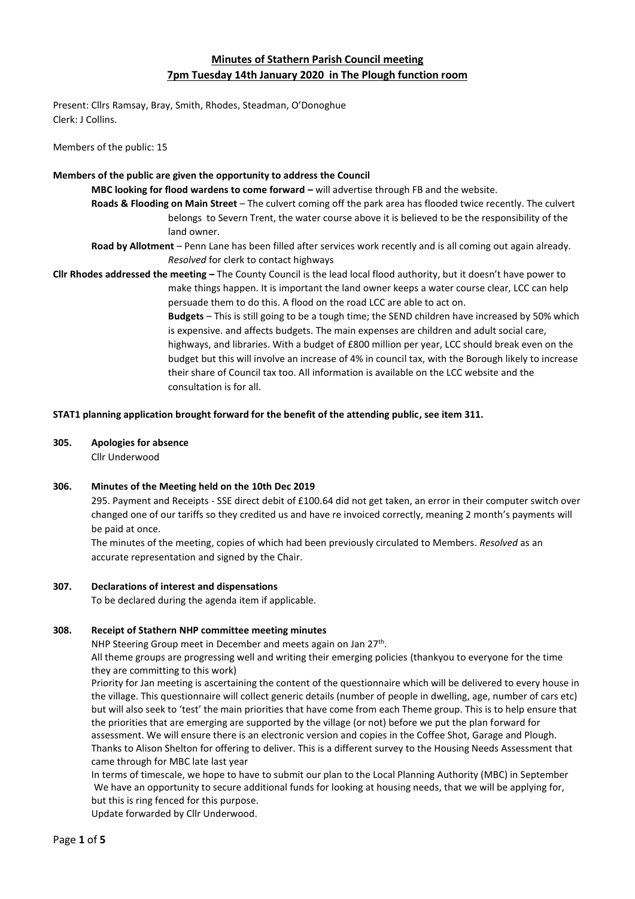# Minutes of Stathern Parish Council meeting
## 7pm Tuesday 14th January 2020 in The Plough function room

Present: Cllrs Ramsay, Bray, Smith, Rhodes, Steadman, O'Donoghue
Clerk: J Collins.

Members of the public: 15

**Members of the public are given the opportunity to address the Council**

**MBC looking for flood wardens to come forward –** will advertise through FB and the website.

**Roads & Flooding on Main Street** – The culvert coming off the park area has flooded twice recently. The culvert belongs to Severn Trent, the water course above it is believed to be the responsibility of the land owner.

**Road by Allotment** – Penn Lane has been filled after services work recently and is all coming out again already. *Resolved* for clerk to contact highways

**Cllr Rhodes addressed the meeting –** The County Council is the lead local flood authority, but it doesn't have power to make things happen. It is important the land owner keeps a water course clear, LCC can help persuade them to do this. A flood on the road LCC are able to act on.

**Budgets** – This is still going to be a tough time; the SEND children have increased by 50% which is expensive. and affects budgets. The main expenses are children and adult social care, highways, and libraries. With a budget of £800 million per year, LCC should break even on the budget but this will involve an increase of 4% in council tax, with the Borough likely to increase their share of Council tax too. All information is available on the LCC website and the consultation is for all.

**STAT1 planning application brought forward for the benefit of the attending public, see item 311.**

**305. Apologies for absence**

Cllr Underwood

**306. Minutes of the Meeting held on the 10th Dec 2019**

295. Payment and Receipts - SSE direct debit of £100.64 did not get taken, an error in their computer switch over changed one of our tariffs so they credited us and have re invoiced correctly, meaning 2 month's payments will be paid at once.

The minutes of the meeting, copies of which had been previously circulated to Members. *Resolved* as an accurate representation and signed by the Chair.

**307. Declarations of interest and dispensations**

To be declared during the agenda item if applicable.

**308. Receipt of Stathern NHP committee meeting minutes**

NHP Steering Group meet in December and meets again on Jan 27th.

All theme groups are progressing well and writing their emerging policies (thankyou to everyone for the time they are committing to this work)

Priority for Jan meeting is ascertaining the content of the questionnaire which will be delivered to every house in the village. This questionnaire will collect generic details (number of people in dwelling, age, number of cars etc) but will also seek to 'test' the main priorities that have come from each Theme group. This is to help ensure that the priorities that are emerging are supported by the village (or not) before we put the plan forward for assessment. We will ensure there is an electronic version and copies in the Coffee Shot, Garage and Plough. Thanks to Alison Shelton for offering to deliver. This is a different survey to the Housing Needs Assessment that came through for MBC late last year

In terms of timescale, we hope to have to submit our plan to the Local Planning Authority (MBC) in September We have an opportunity to secure additional funds for looking at housing needs, that we will be applying for, but this is ring fenced for this purpose.

Update forwarded by Cllr Underwood.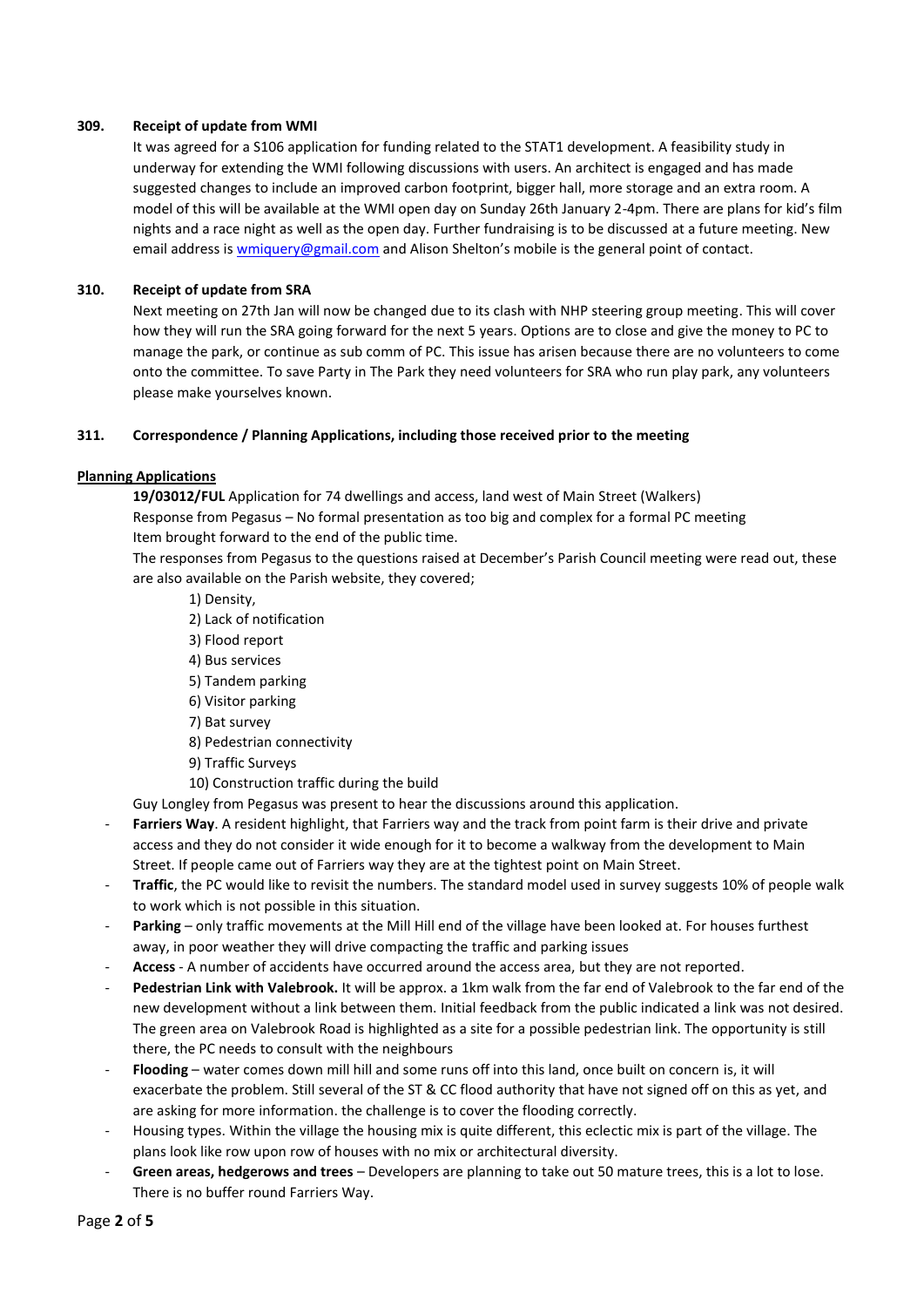**309. Receipt of update from WMI**

It was agreed for a S106 application for funding related to the STAT1 development. A feasibility study in underway for extending the WMI following discussions with users. An architect is engaged and has made suggested changes to include an improved carbon footprint, bigger hall, more storage and an extra room. A model of this will be available at the WMI open day on Sunday 26th January 2-4pm. There are plans for kid's film nights and a race night as well as the open day. Further fundraising is to be discussed at a future meeting. New email address is wmiquery@gmail.com and Alison Shelton's mobile is the general point of contact.

**310. Receipt of update from SRA**

Next meeting on 27th Jan will now be changed due to its clash with NHP steering group meeting. This will cover how they will run the SRA going forward for the next 5 years. Options are to close and give the money to PC to manage the park, or continue as sub comm of PC. This issue has arisen because there are no volunteers to come onto the committee. To save Party in The Park they need volunteers for SRA who run play park, any volunteers please make yourselves known.

**311. Correspondence / Planning Applications, including those received prior to the meeting**

**Planning Applications**

**19/03012/FUL** Application for 74 dwellings and access, land west of Main Street (Walkers)

Response from Pegasus – No formal presentation as too big and complex for a formal PC meeting

Item brought forward to the end of the public time.

The responses from Pegasus to the questions raised at December's Parish Council meeting were read out, these are also available on the Parish website, they covered;

1) Density,
2) Lack of notification
3) Flood report
4) Bus services
5) Tandem parking
6) Visitor parking
7) Bat survey
8) Pedestrian connectivity
9) Traffic Surveys
10) Construction traffic during the build

Guy Longley from Pegasus was present to hear the discussions around this application.

- **Farriers Way**. A resident highlight, that Farriers way and the track from point farm is their drive and private access and they do not consider it wide enough for it to become a walkway from the development to Main Street. If people came out of Farriers way they are at the tightest point on Main Street.
- **Traffic**, the PC would like to revisit the numbers. The standard model used in survey suggests 10% of people walk to work which is not possible in this situation.
- **Parking** – only traffic movements at the Mill Hill end of the village have been looked at. For houses furthest away, in poor weather they will drive compacting the traffic and parking issues
- **Access** - A number of accidents have occurred around the access area, but they are not reported.
- **Pedestrian Link with Valebrook.** It will be approx. a 1km walk from the far end of Valebrook to the far end of the new development without a link between them. Initial feedback from the public indicated a link was not desired. The green area on Valebrook Road is highlighted as a site for a possible pedestrian link. The opportunity is still there, the PC needs to consult with the neighbours
- **Flooding** – water comes down mill hill and some runs off into this land, once built on concern is, it will exacerbate the problem. Still several of the ST & CC flood authority that have not signed off on this as yet, and are asking for more information. the challenge is to cover the flooding correctly.
- Housing types. Within the village the housing mix is quite different, this eclectic mix is part of the village. The plans look like row upon row of houses with no mix or architectural diversity.
- **Green areas, hedgerows and trees** – Developers are planning to take out 50 mature trees, this is a lot to lose. There is no buffer round Farriers Way.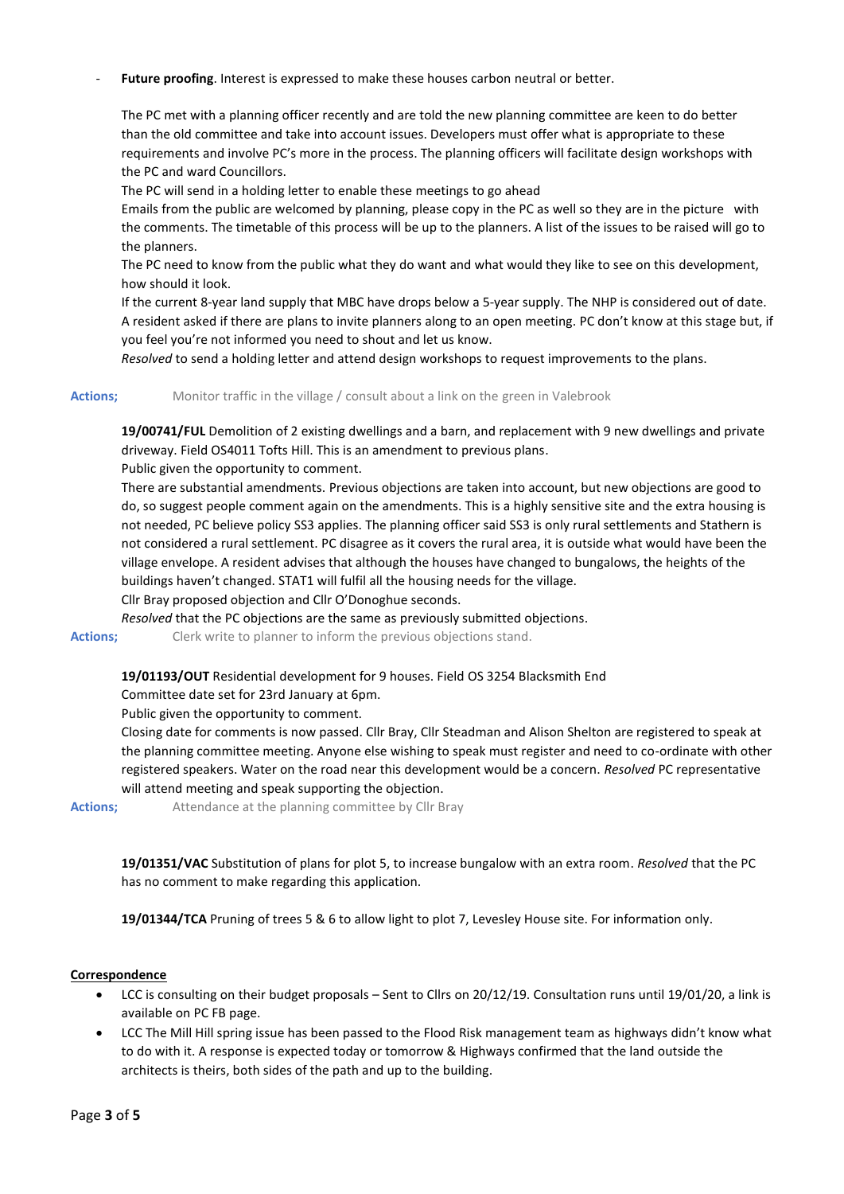- **Future proofing**. Interest is expressed to make these houses carbon neutral or better.

  The PC met with a planning officer recently and are told the new planning committee are keen to do better than the old committee and take into account issues. Developers must offer what is appropriate to these requirements and involve PC's more in the process. The planning officers will facilitate design workshops with the PC and ward Councillors.

  The PC will send in a holding letter to enable these meetings to go ahead

  Emails from the public are welcomed by planning, please copy in the PC as well so they are in the picture with the comments. The timetable of this process will be up to the planners. A list of the issues to be raised will go to the planners.

  The PC need to know from the public what they do want and what would they like to see on this development, how should it look.

  If the current 8-year land supply that MBC have drops below a 5-year supply. The NHP is considered out of date. A resident asked if there are plans to invite planners along to an open meeting. PC don't know at this stage but, if you feel you're not informed you need to shout and let us know.

  *Resolved* to send a holding letter and attend design workshops to request improvements to the plans.

**Actions;** Monitor traffic in the village / consult about a link on the green in Valebrook

**19/00741/FUL** Demolition of 2 existing dwellings and a barn, and replacement with 9 new dwellings and private driveway. Field OS4011 Tofts Hill. This is an amendment to previous plans.

Public given the opportunity to comment.

There are substantial amendments. Previous objections are taken into account, but new objections are good to do, so suggest people comment again on the amendments. This is a highly sensitive site and the extra housing is not needed, PC believe policy SS3 applies. The planning officer said SS3 is only rural settlements and Stathern is not considered a rural settlement. PC disagree as it covers the rural area, it is outside what would have been the village envelope. A resident advises that although the houses have changed to bungalows, the heights of the buildings haven't changed. STAT1 will fulfil all the housing needs for the village.

Cllr Bray proposed objection and Cllr O'Donoghue seconds.

*Resolved* that the PC objections are the same as previously submitted objections.

**Actions;** Clerk write to planner to inform the previous objections stand.

**19/01193/OUT** Residential development for 9 houses. Field OS 3254 Blacksmith End

Committee date set for 23rd January at 6pm.

Public given the opportunity to comment.

Closing date for comments is now passed. Cllr Bray, Cllr Steadman and Alison Shelton are registered to speak at the planning committee meeting. Anyone else wishing to speak must register and need to co-ordinate with other registered speakers. Water on the road near this development would be a concern. *Resolved* PC representative will attend meeting and speak supporting the objection.

**Actions;** Attendance at the planning committee by Cllr Bray

**19/01351/VAC** Substitution of plans for plot 5, to increase bungalow with an extra room. *Resolved* that the PC has no comment to make regarding this application.

**19/01344/TCA** Pruning of trees 5 & 6 to allow light to plot 7, Levesley House site. For information only.

**Correspondence**

- LCC is consulting on their budget proposals – Sent to Cllrs on 20/12/19. Consultation runs until 19/01/20, a link is available on PC FB page.
- LCC The Mill Hill spring issue has been passed to the Flood Risk management team as highways didn't know what to do with it. A response is expected today or tomorrow & Highways confirmed that the land outside the architects is theirs, both sides of the path and up to the building.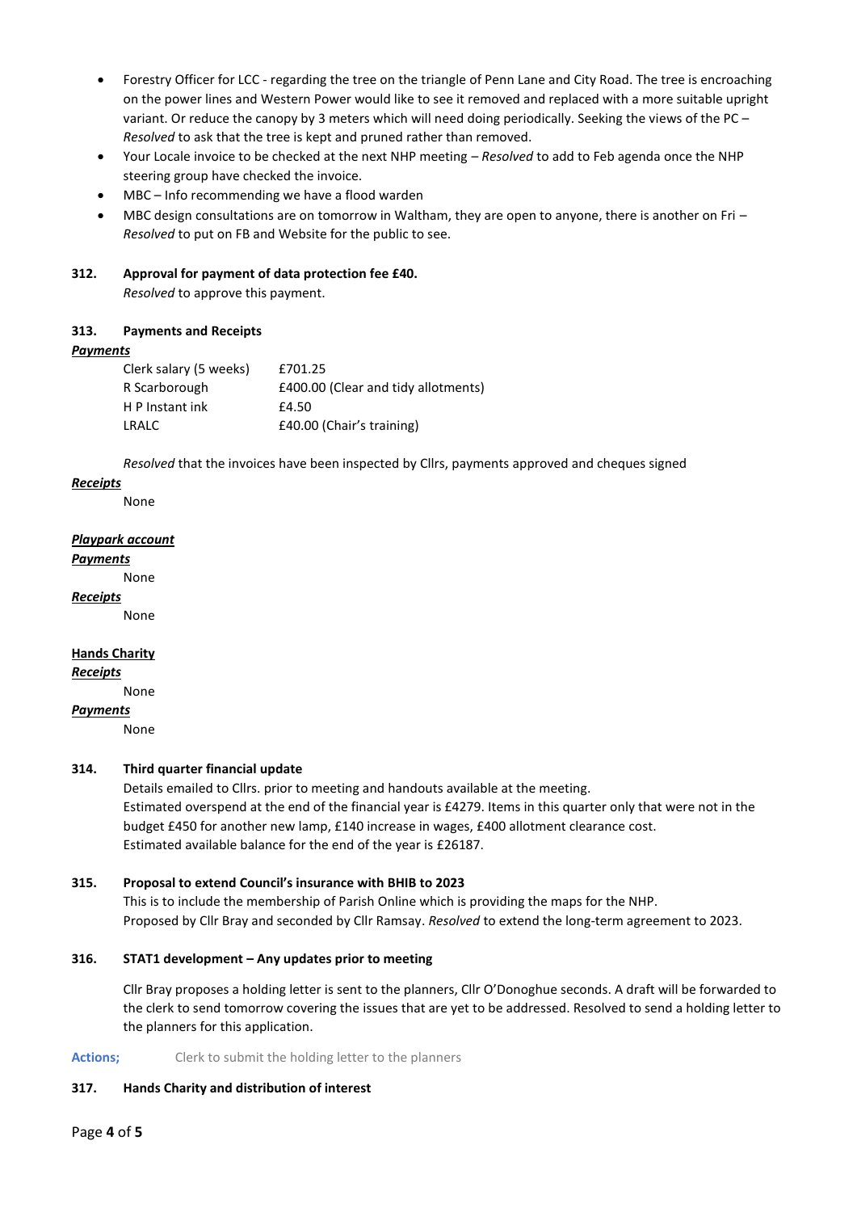- Forestry Officer for LCC - regarding the tree on the triangle of Penn Lane and City Road. The tree is encroaching on the power lines and Western Power would like to see it removed and replaced with a more suitable upright variant. Or reduce the canopy by 3 meters which will need doing periodically. Seeking the views of the PC – *Resolved* to ask that the tree is kept and pruned rather than removed.
- Your Locale invoice to be checked at the next NHP meeting – *Resolved* to add to Feb agenda once the NHP steering group have checked the invoice.
- MBC – Info recommending we have a flood warden
- MBC design consultations are on tomorrow in Waltham, they are open to anyone, there is another on Fri – *Resolved* to put on FB and Website for the public to see.

**312. Approval for payment of data protection fee £40.**

*Resolved* to approve this payment.

**313. Payments and Receipts**

***Payments***

| | |
|---|---|
| Clerk salary (5 weeks) | £701.25 |
| R Scarborough | £400.00 (Clear and tidy allotments) |
| H P Instant ink | £4.50 |
| LRALC | £40.00 (Chair's training) |

*Resolved* that the invoices have been inspected by Cllrs, payments approved and cheques signed

***Receipts***

None

***Playpark account***

***Payments***

None

***Receipts***

None

**Hands Charity**

***Receipts***

None

***Payments***

None

**314. Third quarter financial update**

Details emailed to Cllrs. prior to meeting and handouts available at the meeting.
Estimated overspend at the end of the financial year is £4279. Items in this quarter only that were not in the budget £450 for another new lamp, £140 increase in wages, £400 allotment clearance cost.
Estimated available balance for the end of the year is £26187.

**315. Proposal to extend Council's insurance with BHIB to 2023**

This is to include the membership of Parish Online which is providing the maps for the NHP.
Proposed by Cllr Bray and seconded by Cllr Ramsay. *Resolved* to extend the long-term agreement to 2023.

**316. STAT1 development – Any updates prior to meeting**

Cllr Bray proposes a holding letter is sent to the planners, Cllr O'Donoghue seconds. A draft will be forwarded to the clerk to send tomorrow covering the issues that are yet to be addressed. Resolved to send a holding letter to the planners for this application.

**Actions;** Clerk to submit the holding letter to the planners

**317. Hands Charity and distribution of interest**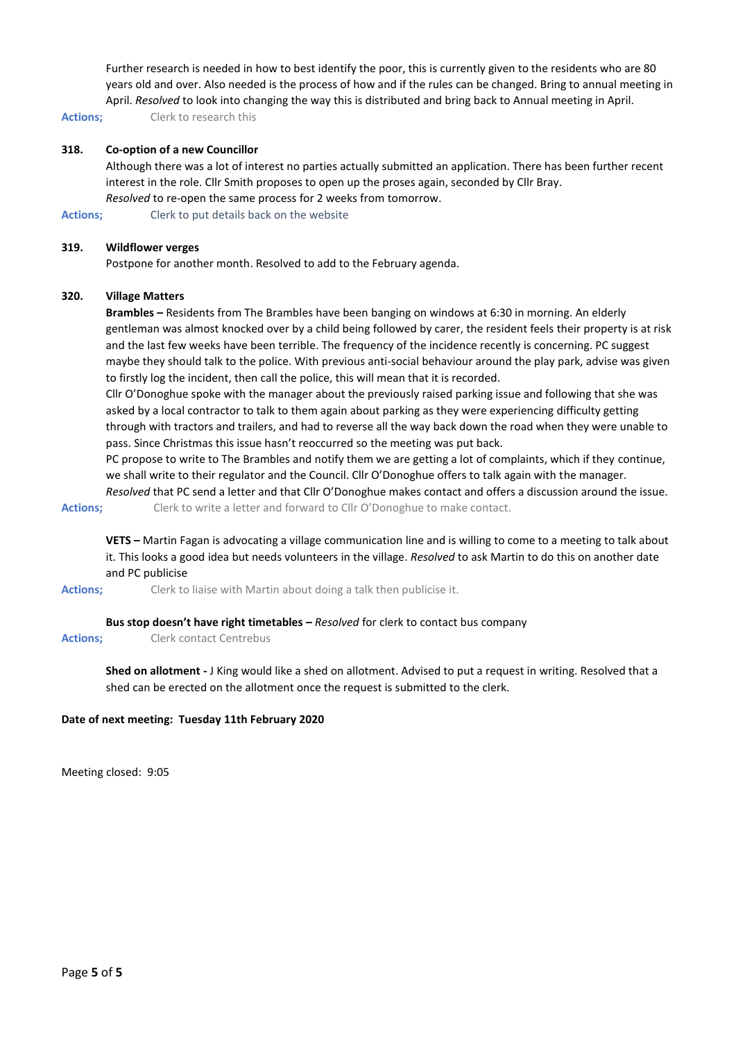Further research is needed in how to best identify the poor, this is currently given to the residents who are 80 years old and over. Also needed is the process of how and if the rules can be changed. Bring to annual meeting in April. *Resolved* to look into changing the way this is distributed and bring back to Annual meeting in April.

**Actions;** Clerk to research this

**318. Co-option of a new Councillor**

Although there was a lot of interest no parties actually submitted an application. There has been further recent interest in the role. Cllr Smith proposes to open up the proses again, seconded by Cllr Bray.
*Resolved* to re-open the same process for 2 weeks from tomorrow.

**Actions;** Clerk to put details back on the website

**319. Wildflower verges**

Postpone for another month. Resolved to add to the February agenda.

**320. Village Matters**

**Brambles –** Residents from The Brambles have been banging on windows at 6:30 in morning. An elderly gentleman was almost knocked over by a child being followed by carer, the resident feels their property is at risk and the last few weeks have been terrible. The frequency of the incidence recently is concerning. PC suggest maybe they should talk to the police. With previous anti-social behaviour around the play park, advise was given to firstly log the incident, then call the police, this will mean that it is recorded.

Cllr O'Donoghue spoke with the manager about the previously raised parking issue and following that she was asked by a local contractor to talk to them again about parking as they were experiencing difficulty getting through with tractors and trailers, and had to reverse all the way back down the road when they were unable to pass. Since Christmas this issue hasn't reoccurred so the meeting was put back.

PC propose to write to The Brambles and notify them we are getting a lot of complaints, which if they continue, we shall write to their regulator and the Council. Cllr O'Donoghue offers to talk again with the manager.
*Resolved* that PC send a letter and that Cllr O'Donoghue makes contact and offers a discussion around the issue.

**Actions;** Clerk to write a letter and forward to Cllr O'Donoghue to make contact.

**VETS –** Martin Fagan is advocating a village communication line and is willing to come to a meeting to talk about it. This looks a good idea but needs volunteers in the village. *Resolved* to ask Martin to do this on another date and PC publicise

**Actions;** Clerk to liaise with Martin about doing a talk then publicise it.

**Bus stop doesn't have right timetables –** *Resolved* for clerk to contact bus company

**Actions;** Clerk contact Centrebus

**Shed on allotment -** J King would like a shed on allotment. Advised to put a request in writing. Resolved that a shed can be erected on the allotment once the request is submitted to the clerk.

**Date of next meeting: Tuesday 11th February 2020**

Meeting closed: 9:05